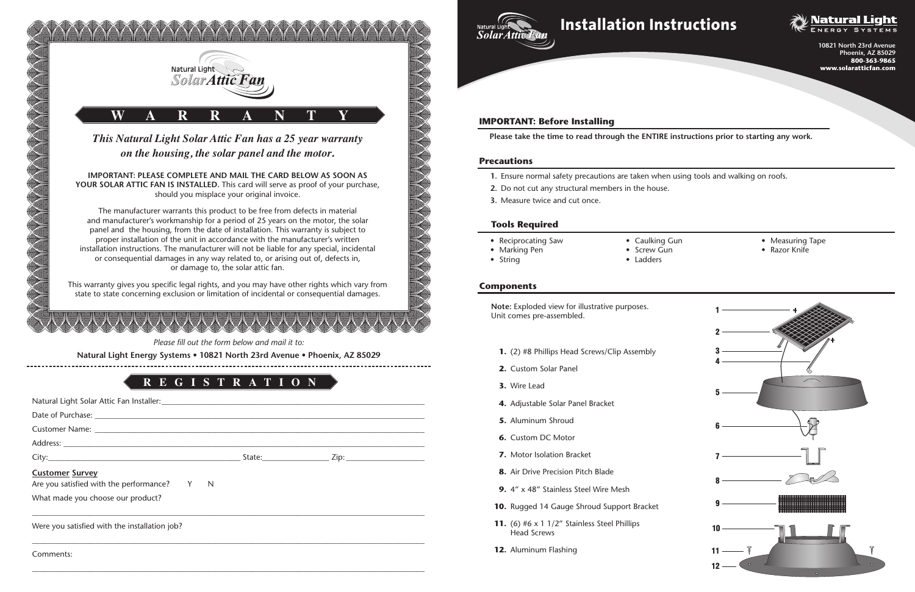Natural Light
Solar Attic Fan

# W A R R A N T Y

***This Natural Light Solar Attic Fan has a 25 year warranty on the housing, the solar panel and the motor.***

**IMPORTANT: PLEASE COMPLETE AND MAIL THE CARD BELOW AS SOON AS YOUR SOLAR ATTIC FAN IS INSTALLED.** This card will serve as proof of your purchase, should you misplace your original invoice.

The manufacturer warrants this product to be free from defects in material and manufacturer's workmanship for a period of 25 years on the motor, the solar panel and the housing, from the date of installation. This warranty is subject to proper installation of the unit in accordance with the manufacturer's written installation instructions. The manufacturer will not be liable for any special, incidental or consequential damages in any way related to, or arising out of, defects in, or damage to, the solar attic fan.

This warranty gives you specific legal rights, and you may have other rights which vary from state to state concerning exclusion or limitation of incidental or consequential damages.

*Please fill out the form below and mail it to:*

**Natural Light Energy Systems • 10821 North 23rd Avenue • Phoenix, AZ 85029**

# R E G I S T R A T I O N

Natural Light Solar Attic Fan Installer: ______________________

Date of Purchase: ______________________

Customer Name: ______________________

Address: ______________________

City: ______________________ State: ____________ Zip: ____________

**Customer Survey**

Are you satisfied with the performance? Y N

What made you choose our product?

______________________

Were you satisfied with the installation job?

______________________

Comments:

______________________

---

Natural Light Solar Attic Fan

# Installation Instructions

Natural Light Energy Systems

**10821 North 23rd Avenue**
**Phoenix, AZ 85029**
**800-363-9865**
**www.solaratticfan.com**

## IMPORTANT: Before Installing

**Please take the time to read through the ENTIRE instructions prior to starting any work.**

## Precautions

1. Ensure normal safety precautions are taken when using tools and walking on roofs.
2. Do not cut any structural members in the house.
3. Measure twice and cut once.

## Tools Required

- Reciprocating Saw
- Marking Pen
- String
- Caulking Gun
- Screw Gun
- Ladders
- Measuring Tape
- Razor Knife

## Components

**Note:** Exploded view for illustrative purposes. Unit comes pre-assembled.

1. (2) #8 Phillips Head Screws/Clip Assembly
2. Custom Solar Panel
3. Wire Lead
4. Adjustable Solar Panel Bracket
5. Aluminum Shroud
6. Custom DC Motor
7. Motor Isolation Bracket
8. Air Drive Precision Pitch Blade
9. 4" x 48" Stainless Steel Wire Mesh
10. Rugged 14 Gauge Shroud Support Bracket
11. (6) #6 x 1 1/2" Stainless Steel Phillips Head Screws
12. Aluminum Flashing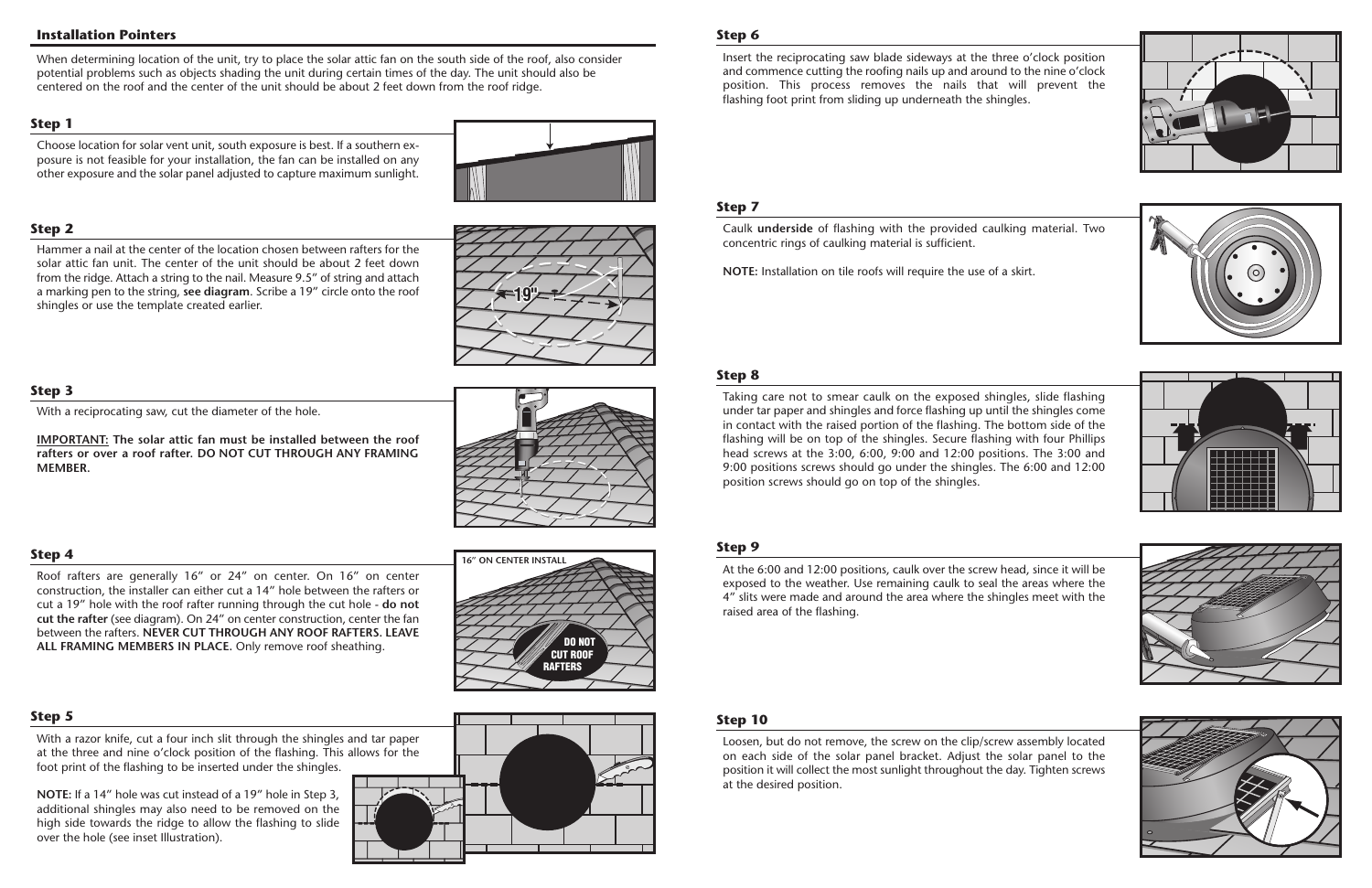## Installation Pointers

When determining location of the unit, try to place the solar attic fan on the south side of the roof, also consider potential problems such as objects shading the unit during certain times of the day. The unit should also be centered on the roof and the center of the unit should be about 2 feet down from the roof ridge.

### Step 1

Choose location for solar vent unit, south exposure is best. If a southern exposure is not feasible for your installation, the fan can be installed on any other exposure and the solar panel adjusted to capture maximum sunlight.

### Step 2

Hammer a nail at the center of the location chosen between rafters for the solar attic fan unit. The center of the unit should be about 2 feet down from the ridge. Attach a string to the nail. Measure 9.5" of string and attach a marking pen to the string, **see diagram**. Scribe a 19" circle onto the roof shingles or use the template created earlier.

19"

### Step 3

With a reciprocating saw, cut the diameter of the hole.

**IMPORTANT: The solar attic fan must be installed between the roof rafters or over a roof rafter. DO NOT CUT THROUGH ANY FRAMING MEMBER.**

### Step 4

Roof rafters are generally 16" or 24" on center. On 16" on center construction, the installer can either cut a 14" hole between the rafters or cut a 19" hole with the roof rafter running through the cut hole - **do not cut the rafter** (see diagram). On 24" on center construction, center the fan between the rafters. **NEVER CUT THROUGH ANY ROOF RAFTERS. LEAVE ALL FRAMING MEMBERS IN PLACE.** Only remove roof sheathing.

16" ON CENTER INSTALL

DO NOT CUT ROOF RAFTERS

### Step 5

With a razor knife, cut a four inch slit through the shingles and tar paper at the three and nine o'clock position of the flashing. This allows for the foot print of the flashing to be inserted under the shingles.

**NOTE:** If a 14" hole was cut instead of a 19" hole in Step 3, additional shingles may also need to be removed on the high side towards the ridge to allow the flashing to slide over the hole (see inset Illustration).

### Step 6

Insert the reciprocating saw blade sideways at the three o'clock position and commence cutting the roofing nails up and around to the nine o'clock position. This process removes the nails that will prevent the flashing foot print from sliding up underneath the shingles.

### Step 7

Caulk **underside** of flashing with the provided caulking material. Two concentric rings of caulking material is sufficient.

**NOTE:** Installation on tile roofs will require the use of a skirt.

### Step 8

Taking care not to smear caulk on the exposed shingles, slide flashing under tar paper and shingles and force flashing up until the shingles come in contact with the raised portion of the flashing. The bottom side of the flashing will be on top of the shingles. Secure flashing with four Phillips head screws at the 3:00, 6:00, 9:00 and 12:00 positions. The 3:00 and 9:00 positions screws should go under the shingles. The 6:00 and 12:00 position screws should go on top of the shingles.

### Step 9

At the 6:00 and 12:00 positions, caulk over the screw head, since it will be exposed to the weather. Use remaining caulk to seal the areas where the 4" slits were made and around the area where the shingles meet with the raised area of the flashing.

### Step 10

Loosen, but do not remove, the screw on the clip/screw assembly located on each side of the solar panel bracket. Adjust the solar panel to the position it will collect the most sunlight throughout the day. Tighten screws at the desired position.